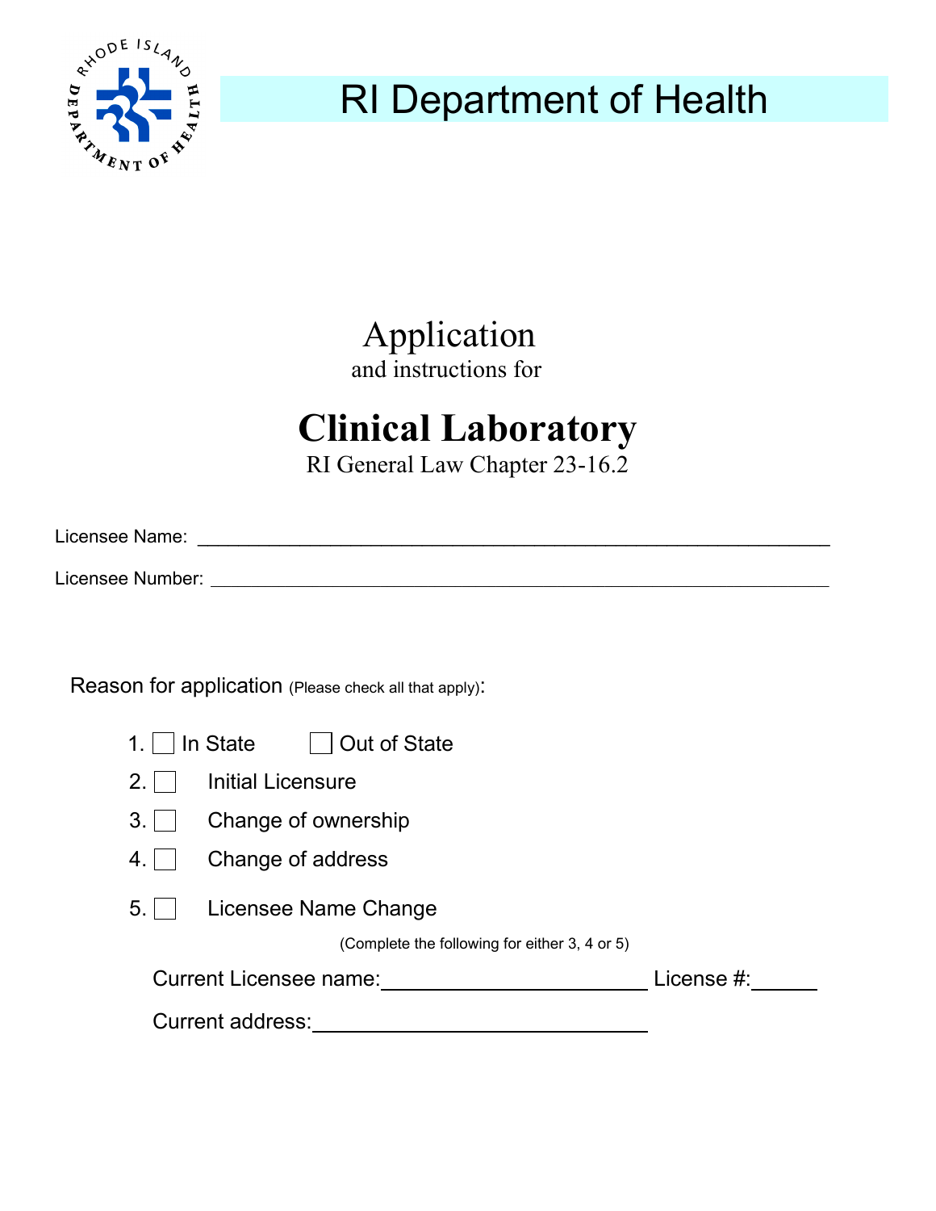# RI Department of Health

## Application

and instructions for

# Clinical Laboratory

RI General Law Chapter 23-16.2

Licensee Name: ______________________________________________________________

Licensee Number: ____________________________________________________________

Reason for application (Please check all that apply):

1. ☐ In State ☐ Out of State
2. ☐ Initial Licensure
3. ☐ Change of ownership
4. ☐ Change of address
5. ☐ Licensee Name Change

(Complete the following for either 3, 4 or 5)

Current Licensee name:________________________ License #:______

Current address:______________________________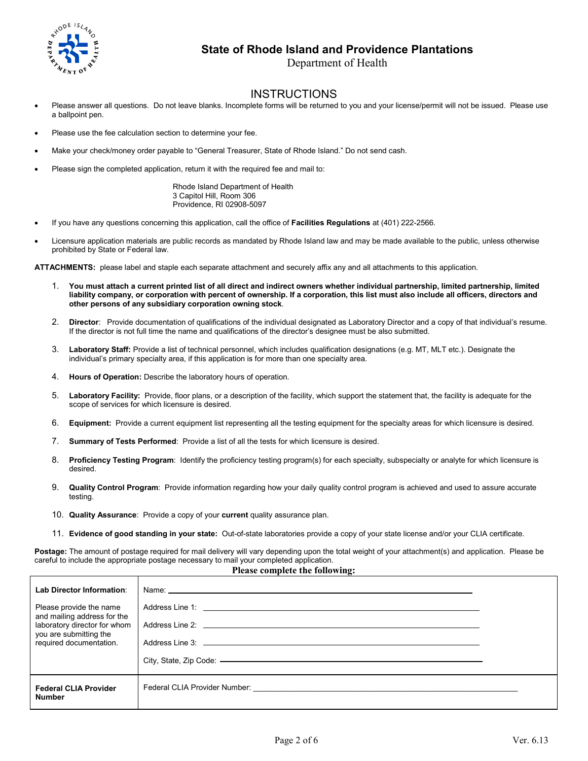# State of Rhode Island and Providence Plantations

Department of Health

## INSTRUCTIONS

- Please answer all questions. Do not leave blanks. Incomplete forms will be returned to you and your license/permit will not be issued. Please use a ballpoint pen.
- Please use the fee calculation section to determine your fee.
- Make your check/money order payable to "General Treasurer, State of Rhode Island." Do not send cash.
- Please sign the completed application, return it with the required fee and mail to:

  Rhode Island Department of Health
  3 Capitol Hill, Room 306
  Providence, RI 02908-5097

- If you have any questions concerning this application, call the office of **Facilities Regulations** at (401) 222-2566.
- Licensure application materials are public records as mandated by Rhode Island law and may be made available to the public, unless otherwise prohibited by State or Federal law.

**ATTACHMENTS:** please label and staple each separate attachment and securely affix any and all attachments to this application.

1. **You must attach a current printed list of all direct and indirect owners whether individual partnership, limited partnership, limited liability company, or corporation with percent of ownership. If a corporation, this list must also include all officers, directors and other persons of any subsidiary corporation owning stock**.
2. **Director**: Provide documentation of qualifications of the individual designated as Laboratory Director and a copy of that individual's resume. If the director is not full time the name and qualifications of the director's designee must be also submitted.
3. **Laboratory Staff:** Provide a list of technical personnel, which includes qualification designations (e.g. MT, MLT etc.). Designate the individual's primary specialty area, if this application is for more than one specialty area.
4. **Hours of Operation:** Describe the laboratory hours of operation.
5. **Laboratory Facility:** Provide, floor plans, or a description of the facility, which support the statement that, the facility is adequate for the scope of services for which licensure is desired.
6. **Equipment:** Provide a current equipment list representing all the testing equipment for the specialty areas for which licensure is desired.
7. **Summary of Tests Performed**: Provide a list of all the tests for which licensure is desired.
8. **Proficiency Testing Program**: Identify the proficiency testing program(s) for each specialty, subspecialty or analyte for which licensure is desired.
9. **Quality Control Program**: Provide information regarding how your daily quality control program is achieved and used to assure accurate testing.
10. **Quality Assurance**: Provide a copy of your **current** quality assurance plan.
11. **Evidence of good standing in your state:** Out-of-state laboratories provide a copy of your state license and/or your CLIA certificate.

**Postage:** The amount of postage required for mail delivery will vary depending upon the total weight of your attachment(s) and application. Please be careful to include the appropriate postage necessary to mail your completed application.

**Please complete the following:**

| | |
|---|---|
| **Lab Director Information**:<br><br>Please provide the name and mailing address for the laboratory director for whom you are submitting the required documentation. | Name: ______________________<br>Address Line 1: ______________________<br>Address Line 2: ______________________<br>Address Line 3: ______________________<br>City, State, Zip Code: ______________________ |
| **Federal CLIA Provider Number** | Federal CLIA Provider Number: ______________________ |

Ver. 6.13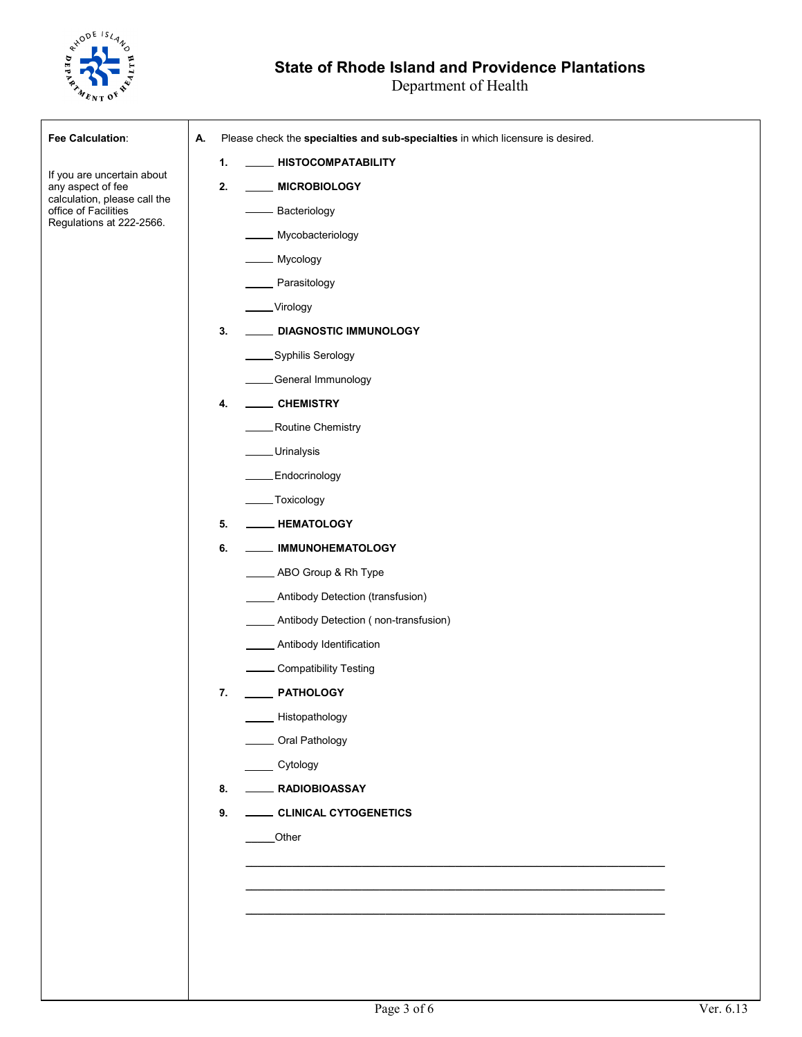# State of Rhode Island and Providence Plantations

Department of Health

**Fee Calculation**:

If you are uncertain about any aspect of fee calculation, please call the office of Facilities Regulations at 222-2566.

**A.** Please check the **specialties and sub-specialties** in which licensure is desired.

1. _____ **HISTOCOMPATABILITY**
2. _____ **MICROBIOLOGY**
   - _____ Bacteriology
   - _____ Mycobacteriology
   - _____ Mycology
   - _____ Parasitology
   - _____ Virology
3. _____ **DIAGNOSTIC IMMUNOLOGY**
   - _____ Syphilis Serology
   - _____ General Immunology
4. _____ **CHEMISTRY**
   - _____ Routine Chemistry
   - _____ Urinalysis
   - _____ Endocrinology
   - _____ Toxicology
5. _____ **HEMATOLOGY**
6. _____ **IMMUNOHEMATOLOGY**
   - _____ ABO Group & Rh Type
   - _____ Antibody Detection (transfusion)
   - _____ Antibody Detection ( non-transfusion)
   - _____ Antibody Identification
   - _____ Compatibility Testing
7. _____ **PATHOLOGY**
   - _____ Histopathology
   - _____ Oral Pathology
   - _____ Cytology
8. _____ **RADIOBIOASSAY**
9. _____ **CLINICAL CYTOGENETICS**

_____ Other

______________________________________________________________________

______________________________________________________________________

______________________________________________________________________

Ver. 6.13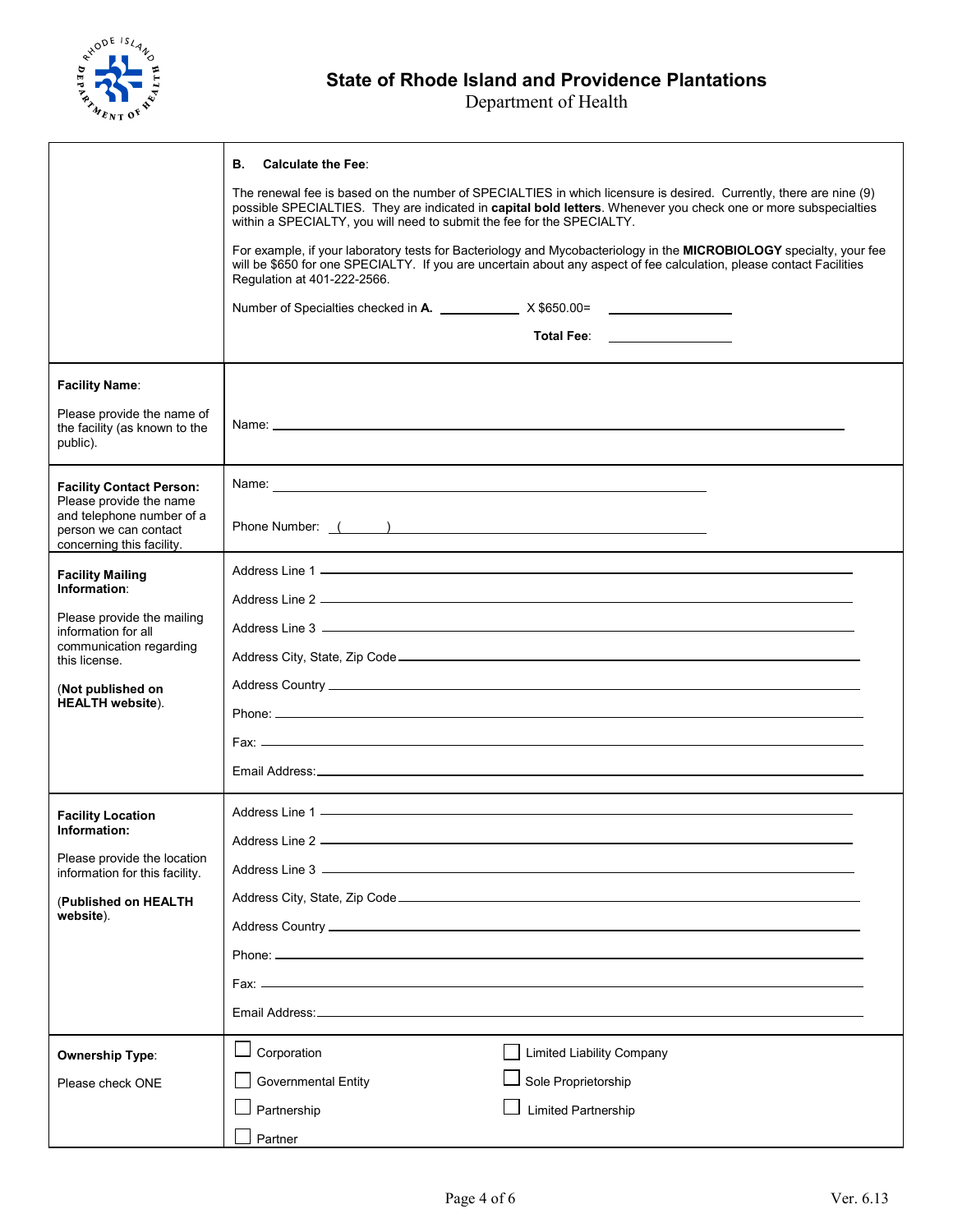**State of Rhode Island and Providence Plantations**
Department of Health

| | |
|---|---|
| | **B. Calculate the Fee**:<br><br>The renewal fee is based on the number of SPECIALTIES in which licensure is desired. Currently, there are nine (9) possible SPECIALTIES. They are indicated in **capital bold letters**. Whenever you check one or more subspecialties within a SPECIALTY, you will need to submit the fee for the SPECIALTY.<br><br>For example, if your laboratory tests for Bacteriology and Mycobacteriology in the **MICROBIOLOGY** specialty, your fee will be $650 for one SPECIALTY. If you are uncertain about any aspect of fee calculation, please contact Facilities Regulation at 401-222-2566.<br><br>Number of Specialties checked in **A.** ________ X $650.00= ____________<br><br>**Total Fee**: ____________ |
| **Facility Name**:<br><br>Please provide the name of the facility (as known to the public). | Name: ____________________________________________ |
| **Facility Contact Person:** Please provide the name and telephone number of a person we can contact concerning this facility. | Name: ____________________________________________<br><br>Phone Number: ( ) ____________________________________ |
| **Facility Mailing Information**:<br><br>Please provide the mailing information for all communication regarding this license.<br><br>(**Not published on HEALTH website**). | Address Line 1 ____________________________________<br>Address Line 2 ____________________________________<br>Address Line 3 ____________________________________<br>Address City, State, Zip Code ________________________<br>Address Country ___________________________________<br>Phone: __________________________________________<br>Fax: ____________________________________________<br>Email Address: ____________________________________ |
| **Facility Location Information:**<br><br>Please provide the location information for this facility.<br><br>(**Published on HEALTH website**). | Address Line 1 ____________________________________<br>Address Line 2 ____________________________________<br>Address Line 3 ____________________________________<br>Address City, State, Zip Code ________________________<br>Address Country ___________________________________<br>Phone: __________________________________________<br>Fax: ____________________________________________<br>Email Address: ____________________________________ |
| **Ownership Type**:<br><br>Please check ONE | ☐ Corporation ☐ Limited Liability Company<br>☐ Governmental Entity ☐ Sole Proprietorship<br>☐ Partnership ☐ Limited Partnership<br>☐ Partner |

Ver. 6.13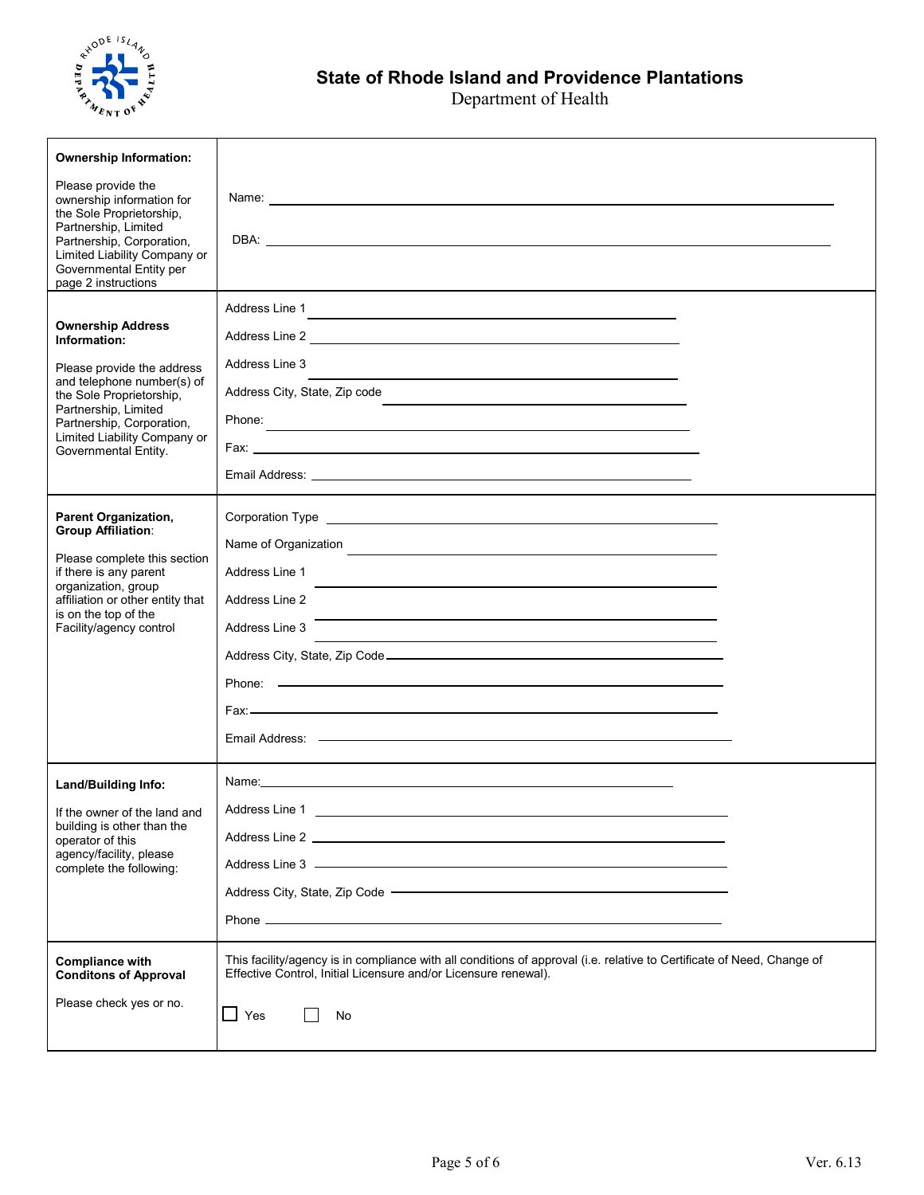## State of Rhode Island and Providence Plantations

Department of Health

| | |
|---|---|
| **Ownership Information:**<br><br>Please provide the ownership information for the Sole Proprietorship, Partnership, Limited Partnership, Corporation, Limited Liability Company or Governmental Entity per page 2 instructions | Name: \_\_\_\_\_\_\_\_\_\_\_\_\_\_\_\_\_\_\_\_<br><br>DBA: \_\_\_\_\_\_\_\_\_\_\_\_\_\_\_\_\_\_\_\_ |
| **Ownership Address Information:**<br><br>Please provide the address and telephone number(s) of the Sole Proprietorship, Partnership, Limited Partnership, Corporation, Limited Liability Company or Governmental Entity. | Address Line 1 \_\_\_\_\_\_\_\_\_\_<br>Address Line 2 \_\_\_\_\_\_\_\_\_\_<br>Address Line 3 \_\_\_\_\_\_\_\_\_\_<br>Address City, State, Zip code \_\_\_\_\_\_\_\_\_\_<br>Phone: \_\_\_\_\_\_\_\_\_\_<br>Fax: \_\_\_\_\_\_\_\_\_\_<br>Email Address: \_\_\_\_\_\_\_\_\_\_ |
| **Parent Organization, Group Affiliation**:<br><br>Please complete this section if there is any parent organization, group affiliation or other entity that is on the top of the Facility/agency control | Corporation Type \_\_\_\_\_\_\_\_\_\_<br>Name of Organization \_\_\_\_\_\_\_\_\_\_<br>Address Line 1 \_\_\_\_\_\_\_\_\_\_<br>Address Line 2 \_\_\_\_\_\_\_\_\_\_<br>Address Line 3 \_\_\_\_\_\_\_\_\_\_<br>Address City, State, Zip Code \_\_\_\_\_\_\_\_\_\_<br>Phone: \_\_\_\_\_\_\_\_\_\_<br>Fax: \_\_\_\_\_\_\_\_\_\_<br>Email Address: \_\_\_\_\_\_\_\_\_\_ |
| **Land/Building Info:**<br><br>If the owner of the land and building is other than the operator of this agency/facility, please complete the following: | Name: \_\_\_\_\_\_\_\_\_\_<br>Address Line 1 \_\_\_\_\_\_\_\_\_\_<br>Address Line 2 \_\_\_\_\_\_\_\_\_\_<br>Address Line 3 \_\_\_\_\_\_\_\_\_\_<br>Address City, State, Zip Code \_\_\_\_\_\_\_\_\_\_<br>Phone \_\_\_\_\_\_\_\_\_\_ |
| **Compliance with Conditons of Approval**<br><br>Please check yes or no. | This facility/agency is in compliance with all conditions of approval (i.e. relative to Certificate of Need, Change of Effective Control, Initial Licensure and/or Licensure renewal).<br><br>☐ Yes ☐ No |

Ver. 6.13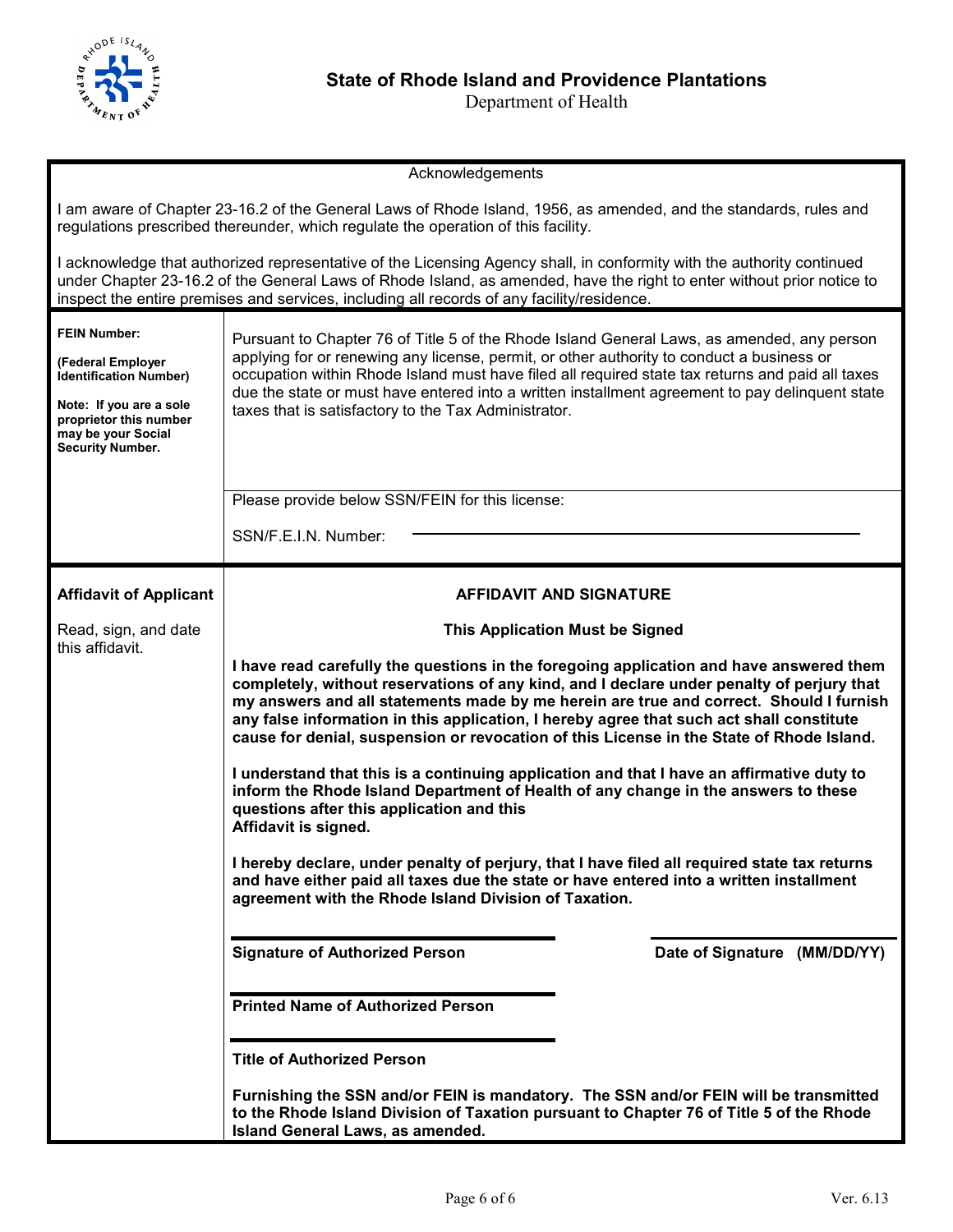**State of Rhode Island and Providence Plantations**

Department of Health

Acknowledgements

I am aware of Chapter 23-16.2 of the General Laws of Rhode Island, 1956, as amended, and the standards, rules and regulations prescribed thereunder, which regulate the operation of this facility.

I acknowledge that authorized representative of the Licensing Agency shall, in conformity with the authority continued under Chapter 23-16.2 of the General Laws of Rhode Island, as amended, have the right to enter without prior notice to inspect the entire premises and services, including all records of any facility/residence.

| | |
|---|---|
| **FEIN Number:**<br><br>**(Federal Employer Identification Number)**<br><br>**Note: If you are a sole proprietor this number may be your Social Security Number.** | Pursuant to Chapter 76 of Title 5 of the Rhode Island General Laws, as amended, any person applying for or renewing any license, permit, or other authority to conduct a business or occupation within Rhode Island must have filed all required state tax returns and paid all taxes due the state or must have entered into a written installment agreement to pay delinquent state taxes that is satisfactory to the Tax Administrator.<br><br>Please provide below SSN/FEIN for this license:<br><br>SSN/F.E.I.N. Number: ____________________ |

**Affidavit of Applicant**

Read, sign, and date this affidavit.

**AFFIDAVIT AND SIGNATURE**

**This Application Must be Signed**

**I have read carefully the questions in the foregoing application and have answered them completely, without reservations of any kind, and I declare under penalty of perjury that my answers and all statements made by me herein are true and correct. Should I furnish any false information in this application, I hereby agree that such act shall constitute cause for denial, suspension or revocation of this License in the State of Rhode Island.**

**I understand that this is a continuing application and that I have an affirmative duty to inform the Rhode Island Department of Health of any change in the answers to these questions after this application and this Affidavit is signed.**

**I hereby declare, under penalty of perjury, that I have filed all required state tax returns and have either paid all taxes due the state or have entered into a written installment agreement with the Rhode Island Division of Taxation.**

____________________ **Signature of Authorized Person**

____________________ **Date of Signature (MM/DD/YY)**

____________________ **Printed Name of Authorized Person**

____________________ **Title of Authorized Person**

**Furnishing the SSN and/or FEIN is mandatory. The SSN and/or FEIN will be transmitted to the Rhode Island Division of Taxation pursuant to Chapter 76 of Title 5 of the Rhode Island General Laws, as amended.**

Ver. 6.13